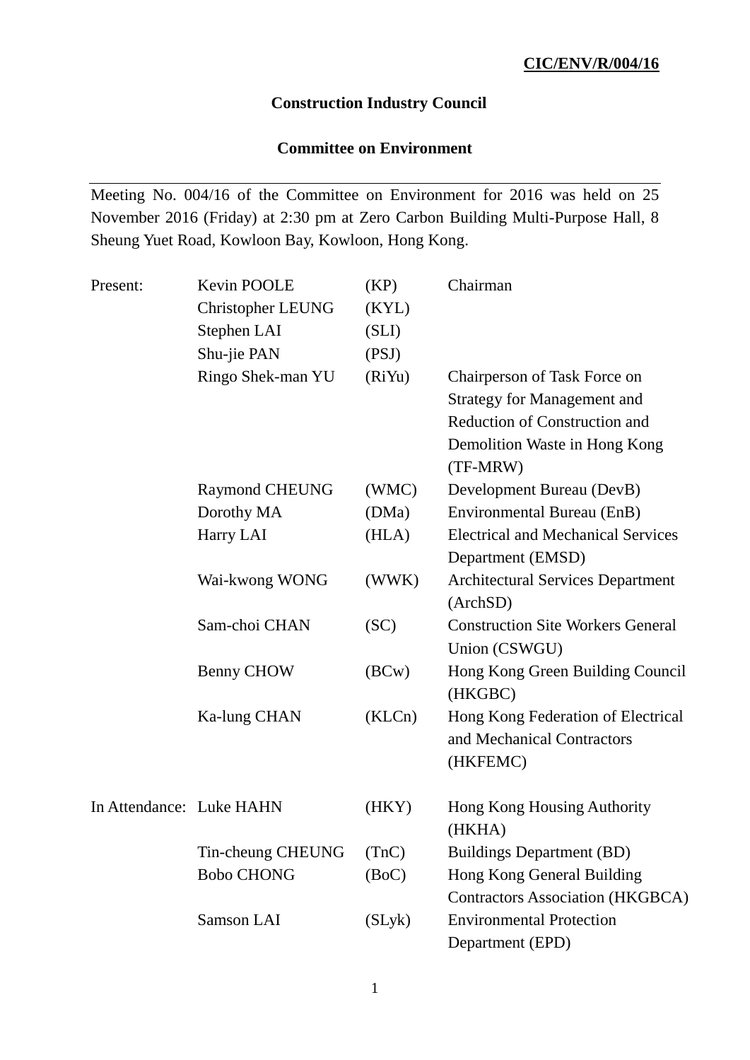**CIC/ENV/R/004/16**

**Construction Industry Council**

**Committee on Environment**

---

Meeting No. 004/16 of the Committee on Environment for 2016 was held on 25 November 2016 (Friday) at 2:30 pm at Zero Carbon Building Multi-Purpose Hall, 8 Sheung Yuet Road, Kowloon Bay, Kowloon, Hong Kong.

| | | | |
|---|---|---|---|
| Present: | Kevin POOLE | (KP) | Chairman |
| | Christopher LEUNG | (KYL) | |
| | Stephen LAI | (SLI) | |
| | Shu-jie PAN | (PSJ) | |
| | Ringo Shek-man YU | (RiYu) | Chairperson of Task Force on Strategy for Management and Reduction of Construction and Demolition Waste in Hong Kong (TF-MRW) |
| | Raymond CHEUNG | (WMC) | Development Bureau (DevB) |
| | Dorothy MA | (DMa) | Environmental Bureau (EnB) |
| | Harry LAI | (HLA) | Electrical and Mechanical Services Department (EMSD) |
| | Wai-kwong WONG | (WWK) | Architectural Services Department (ArchSD) |
| | Sam-choi CHAN | (SC) | Construction Site Workers General Union (CSWGU) |
| | Benny CHOW | (BCw) | Hong Kong Green Building Council (HKGBC) |
| | Ka-lung CHAN | (KLCn) | Hong Kong Federation of Electrical and Mechanical Contractors (HKFEMC) |
| In Attendance: | Luke HAHN | (HKY) | Hong Kong Housing Authority (HKHA) |
| | Tin-cheung CHEUNG | (TnC) | Buildings Department (BD) |
| | Bobo CHONG | (BoC) | Hong Kong General Building Contractors Association (HKGBCA) |
| | Samson LAI | (SLyk) | Environmental Protection Department (EPD) |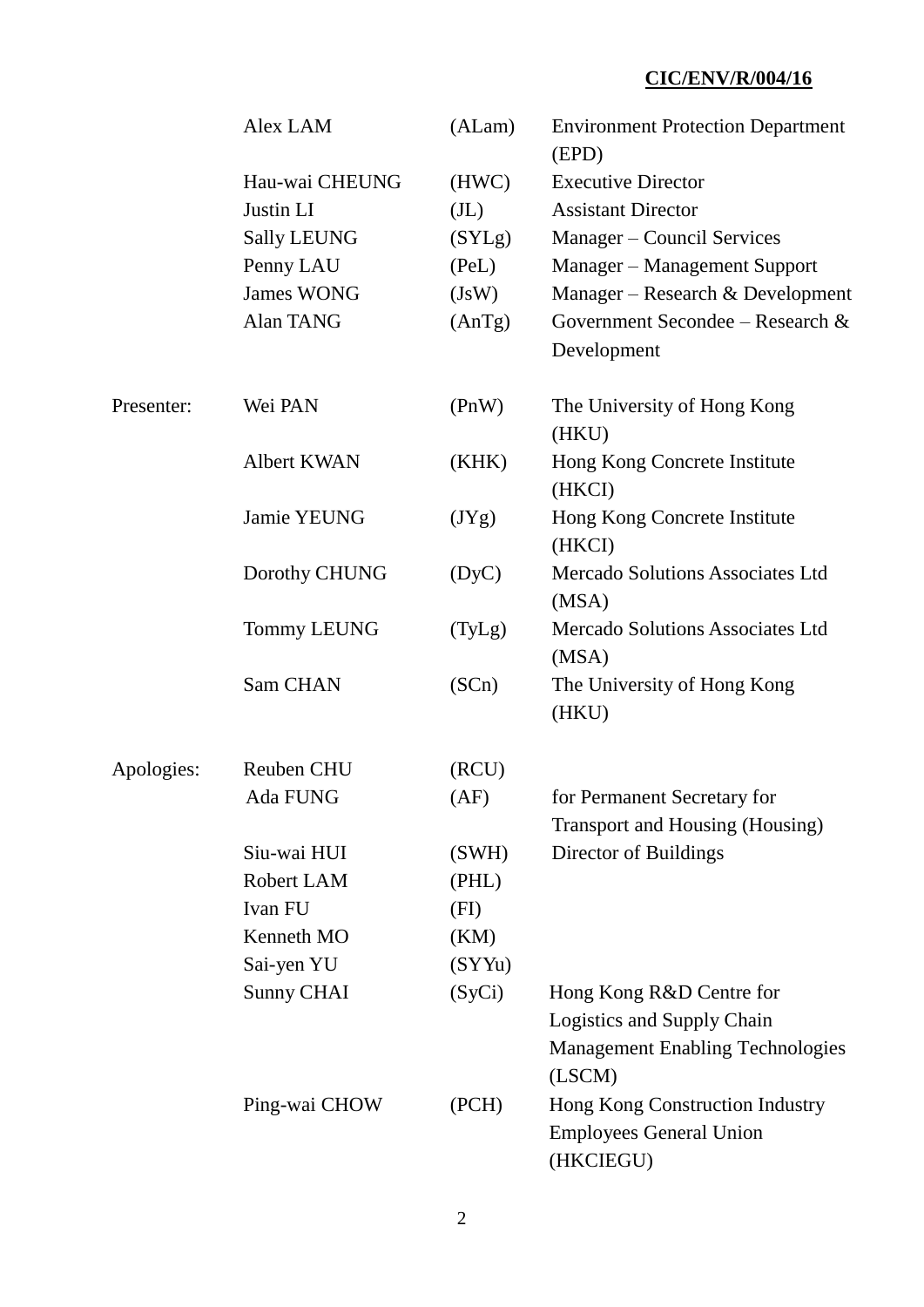**CIC/ENV/R/004/16**

| | | | |
|---|---|---|---|
| | Alex LAM | (ALam) | Environment Protection Department (EPD) |
| | Hau-wai CHEUNG | (HWC) | Executive Director |
| | Justin LI | (JL) | Assistant Director |
| | Sally LEUNG | (SYLg) | Manager – Council Services |
| | Penny LAU | (PeL) | Manager – Management Support |
| | James WONG | (JsW) | Manager – Research & Development |
| | Alan TANG | (AnTg) | Government Secondee – Research & Development |
| Presenter: | Wei PAN | (PnW) | The University of Hong Kong (HKU) |
| | Albert KWAN | (KHK) | Hong Kong Concrete Institute (HKCI) |
| | Jamie YEUNG | (JYg) | Hong Kong Concrete Institute (HKCI) |
| | Dorothy CHUNG | (DyC) | Mercado Solutions Associates Ltd (MSA) |
| | Tommy LEUNG | (TyLg) | Mercado Solutions Associates Ltd (MSA) |
| | Sam CHAN | (SCn) | The University of Hong Kong (HKU) |
| Apologies: | Reuben CHU | (RCU) | |
| | Ada FUNG | (AF) | for Permanent Secretary for Transport and Housing (Housing) |
| | Siu-wai HUI | (SWH) | Director of Buildings |
| | Robert LAM | (PHL) | |
| | Ivan FU | (FI) | |
| | Kenneth MO | (KM) | |
| | Sai-yen YU | (SYYu) | |
| | Sunny CHAI | (SyCi) | Hong Kong R&D Centre for Logistics and Supply Chain Management Enabling Technologies (LSCM) |
| | Ping-wai CHOW | (PCH) | Hong Kong Construction Industry Employees General Union (HKCIEGU) |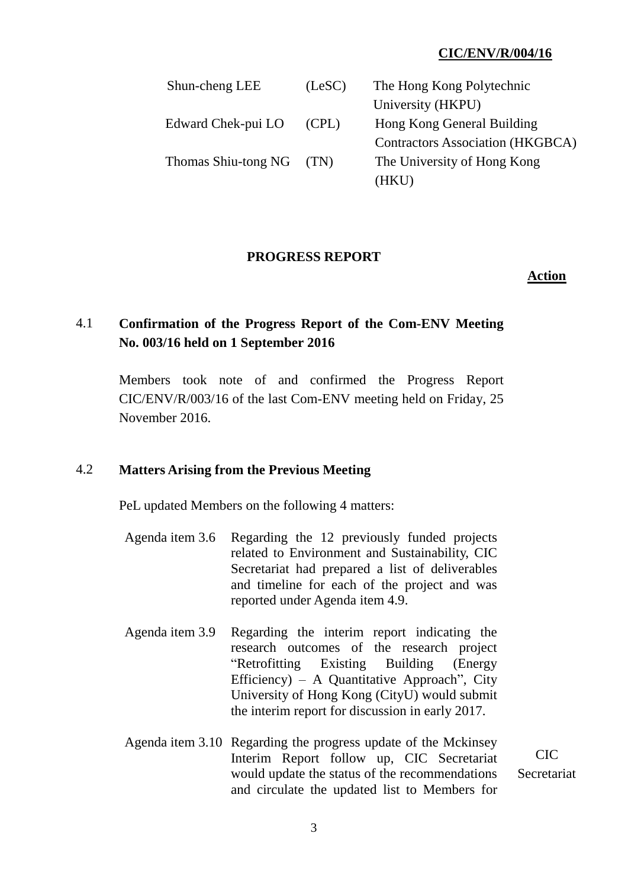| | | |
|---|---|---|
| Shun-cheng LEE | (LeSC) | The Hong Kong Polytechnic University (HKPU) |
| Edward Chek-pui LO | (CPL) | Hong Kong General Building Contractors Association (HKGBCA) |
| Thomas Shiu-tong NG | (TN) | The University of Hong Kong (HKU) |

## PROGRESS REPORT

**Action**

### 4.1 Confirmation of the Progress Report of the Com-ENV Meeting No. 003/16 held on 1 September 2016

Members took note of and confirmed the Progress Report CIC/ENV/R/003/16 of the last Com-ENV meeting held on Friday, 25 November 2016.

### 4.2 Matters Arising from the Previous Meeting

PeL updated Members on the following 4 matters:

| | | |
|---|---|---|
| Agenda item 3.6 | Regarding the 12 previously funded projects related to Environment and Sustainability, CIC Secretariat had prepared a list of deliverables and timeline for each of the project and was reported under Agenda item 4.9. | |
| Agenda item 3.9 | Regarding the interim report indicating the research outcomes of the research project "Retrofitting Existing Building (Energy Efficiency) – A Quantitative Approach", City University of Hong Kong (CityU) would submit the interim report for discussion in early 2017. | |
| Agenda item 3.10 | Regarding the progress update of the Mckinsey Interim Report follow up, CIC Secretariat would update the status of the recommendations and circulate the updated list to Members for | CIC Secretariat |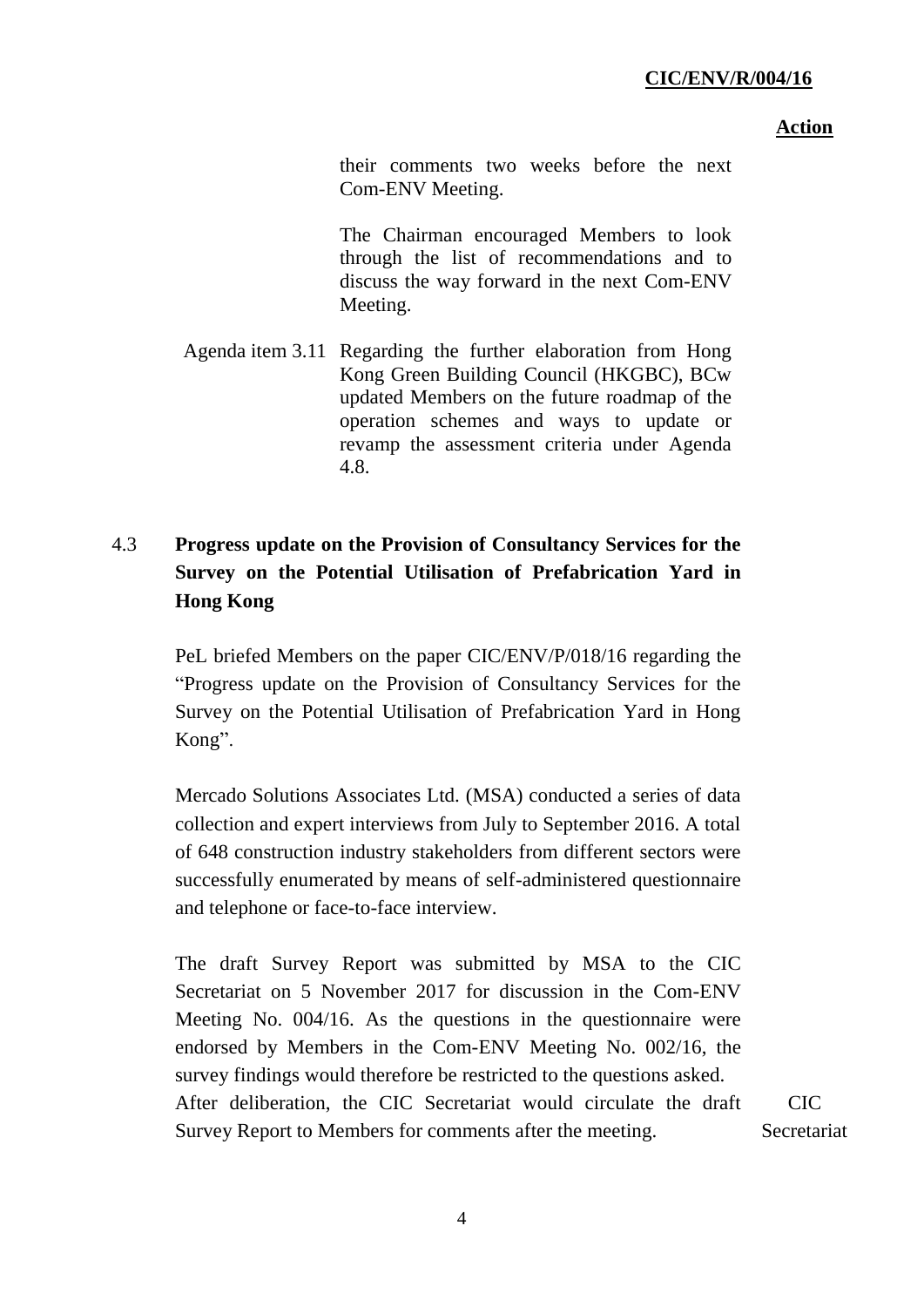**Action**

their comments two weeks before the next Com-ENV Meeting.

The Chairman encouraged Members to look through the list of recommendations and to discuss the way forward in the next Com-ENV Meeting.

Agenda item 3.11 Regarding the further elaboration from Hong Kong Green Building Council (HKGBC), BCw updated Members on the future roadmap of the operation schemes and ways to update or revamp the assessment criteria under Agenda 4.8.

## 4.3 Progress update on the Provision of Consultancy Services for the Survey on the Potential Utilisation of Prefabrication Yard in Hong Kong

PeL briefed Members on the paper CIC/ENV/P/018/16 regarding the "Progress update on the Provision of Consultancy Services for the Survey on the Potential Utilisation of Prefabrication Yard in Hong Kong".

Mercado Solutions Associates Ltd. (MSA) conducted a series of data collection and expert interviews from July to September 2016. A total of 648 construction industry stakeholders from different sectors were successfully enumerated by means of self-administered questionnaire and telephone or face-to-face interview.

The draft Survey Report was submitted by MSA to the CIC Secretariat on 5 November 2017 for discussion in the Com-ENV Meeting No. 004/16. As the questions in the questionnaire were endorsed by Members in the Com-ENV Meeting No. 002/16, the survey findings would therefore be restricted to the questions asked. After deliberation, the CIC Secretariat would circulate the draft Survey Report to Members for comments after the meeting. — CIC Secretariat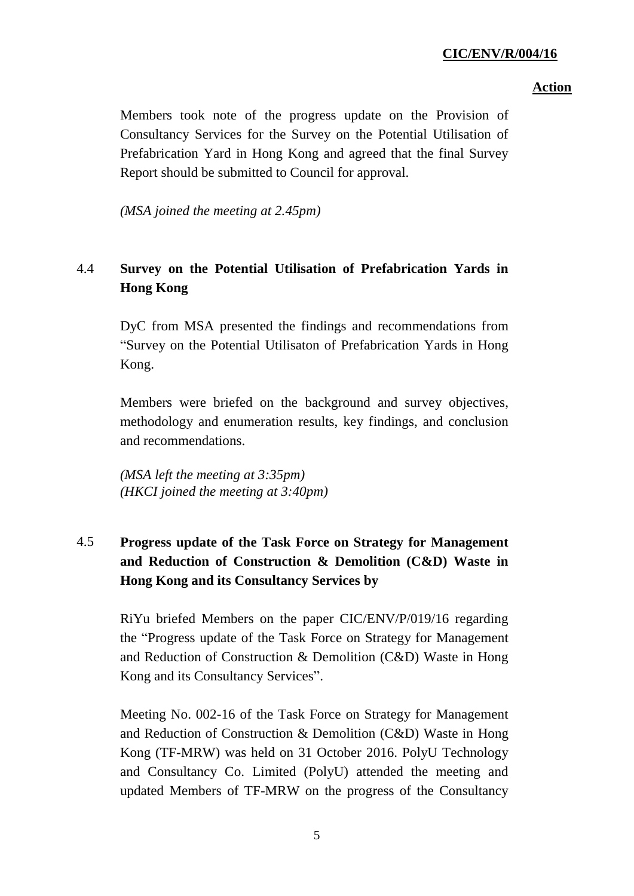**Action**

Members took note of the progress update on the Provision of Consultancy Services for the Survey on the Potential Utilisation of Prefabrication Yard in Hong Kong and agreed that the final Survey Report should be submitted to Council for approval.

*(MSA joined the meeting at 2.45pm)*

### 4.4 Survey on the Potential Utilisation of Prefabrication Yards in Hong Kong

DyC from MSA presented the findings and recommendations from "Survey on the Potential Utilisaton of Prefabrication Yards in Hong Kong.

Members were briefed on the background and survey objectives, methodology and enumeration results, key findings, and conclusion and recommendations.

*(MSA left the meeting at 3:35pm)*
*(HKCI joined the meeting at 3:40pm)*

### 4.5 Progress update of the Task Force on Strategy for Management and Reduction of Construction & Demolition (C&D) Waste in Hong Kong and its Consultancy Services by

RiYu briefed Members on the paper CIC/ENV/P/019/16 regarding the "Progress update of the Task Force on Strategy for Management and Reduction of Construction & Demolition (C&D) Waste in Hong Kong and its Consultancy Services".

Meeting No. 002-16 of the Task Force on Strategy for Management and Reduction of Construction & Demolition (C&D) Waste in Hong Kong (TF-MRW) was held on 31 October 2016. PolyU Technology and Consultancy Co. Limited (PolyU) attended the meeting and updated Members of TF-MRW on the progress of the Consultancy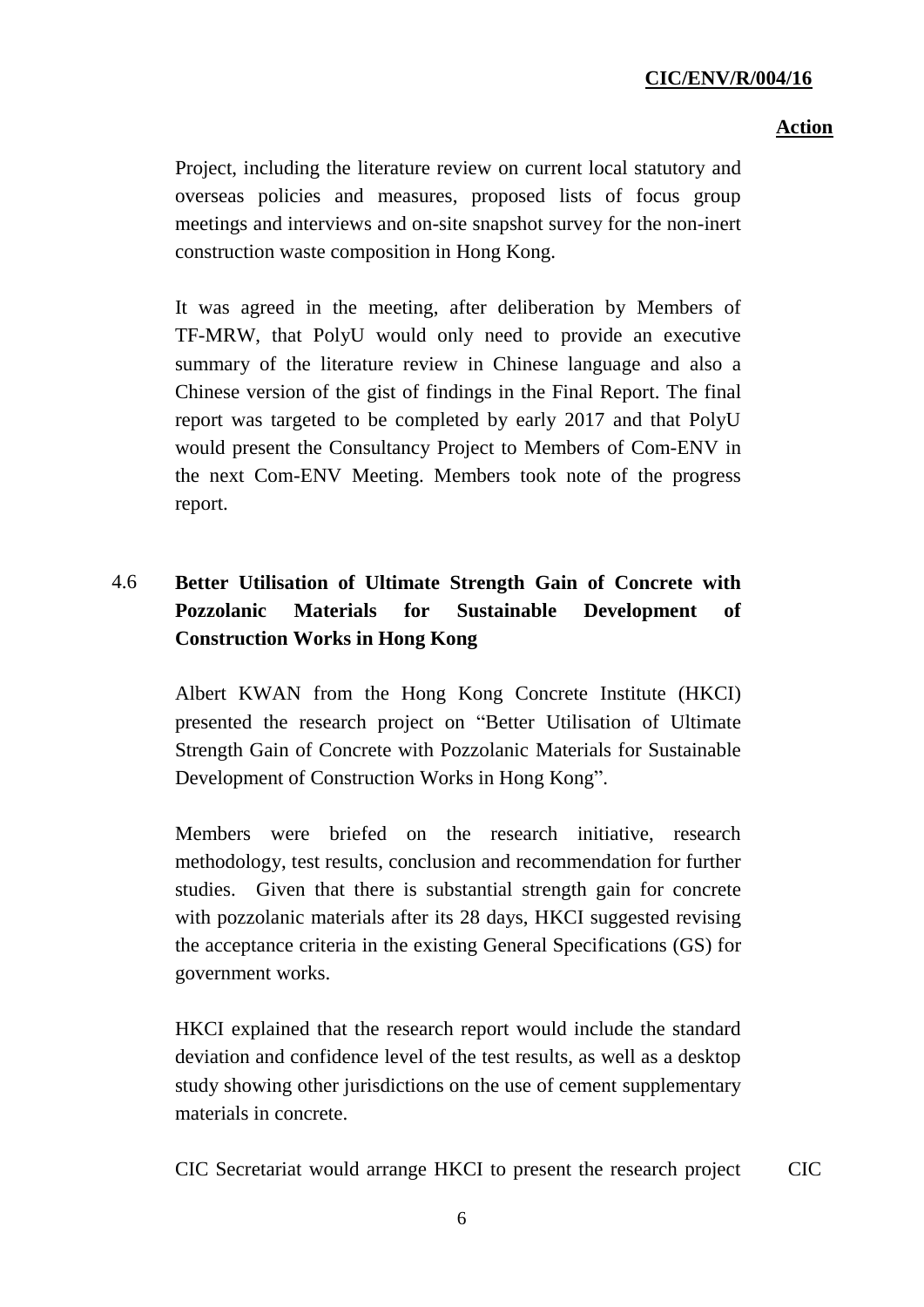**Action**

Project, including the literature review on current local statutory and overseas policies and measures, proposed lists of focus group meetings and interviews and on-site snapshot survey for the non-inert construction waste composition in Hong Kong.

It was agreed in the meeting, after deliberation by Members of TF-MRW, that PolyU would only need to provide an executive summary of the literature review in Chinese language and also a Chinese version of the gist of findings in the Final Report. The final report was targeted to be completed by early 2017 and that PolyU would present the Consultancy Project to Members of Com-ENV in the next Com-ENV Meeting. Members took note of the progress report.

4.6 **Better Utilisation of Ultimate Strength Gain of Concrete with Pozzolanic Materials for Sustainable Development of Construction Works in Hong Kong**

Albert KWAN from the Hong Kong Concrete Institute (HKCI) presented the research project on "Better Utilisation of Ultimate Strength Gain of Concrete with Pozzolanic Materials for Sustainable Development of Construction Works in Hong Kong".

Members were briefed on the research initiative, research methodology, test results, conclusion and recommendation for further studies. Given that there is substantial strength gain for concrete with pozzolanic materials after its 28 days, HKCI suggested revising the acceptance criteria in the existing General Specifications (GS) for government works.

HKCI explained that the research report would include the standard deviation and confidence level of the test results, as well as a desktop study showing other jurisdictions on the use of cement supplementary materials in concrete.

CIC Secretariat would arrange HKCI to present the research project — CIC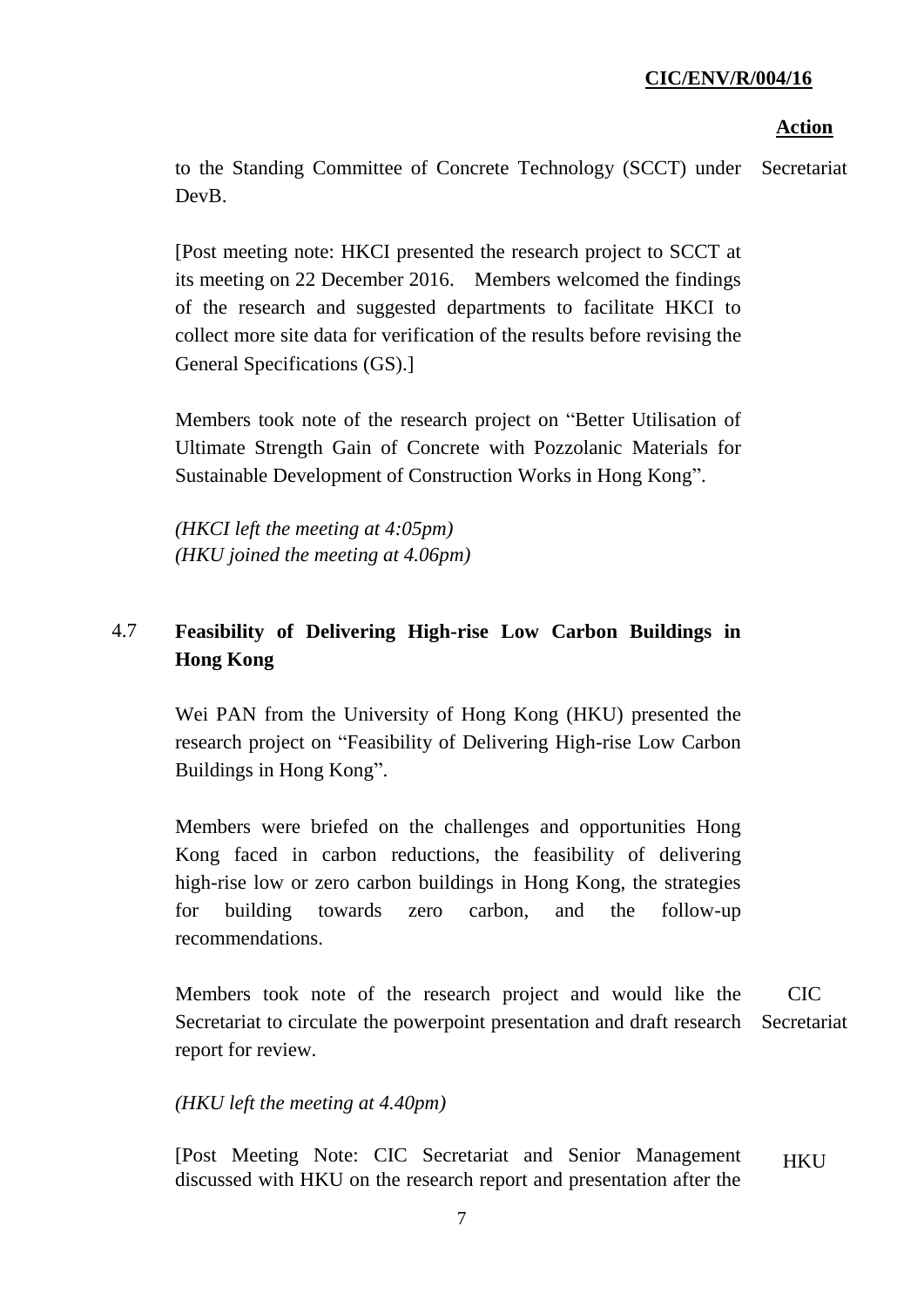| | Action |
|---|---|
| to the Standing Committee of Concrete Technology (SCCT) under DevB. | Secretariat |
| [Post meeting note: HKCI presented the research project to SCCT at its meeting on 22 December 2016. Members welcomed the findings of the research and suggested departments to facilitate HKCI to collect more site data for verification of the results before revising the General Specifications (GS).] | |
| Members took note of the research project on "Better Utilisation of Ultimate Strength Gain of Concrete with Pozzolanic Materials for Sustainable Development of Construction Works in Hong Kong". | |
| *(HKCI left the meeting at 4:05pm)*<br>*(HKU joined the meeting at 4.06pm)* | |
| 4.7 **Feasibility of Delivering High-rise Low Carbon Buildings in Hong Kong** | |
| Wei PAN from the University of Hong Kong (HKU) presented the research project on "Feasibility of Delivering High-rise Low Carbon Buildings in Hong Kong". | |
| Members were briefed on the challenges and opportunities Hong Kong faced in carbon reductions, the feasibility of delivering high-rise low or zero carbon buildings in Hong Kong, the strategies for building towards zero carbon, and the follow-up recommendations. | |
| Members took note of the research project and would like the Secretariat to circulate the powerpoint presentation and draft research report for review. | CIC Secretariat |
| *(HKU left the meeting at 4.40pm)* | |
| [Post Meeting Note: CIC Secretariat and Senior Management discussed with HKU on the research report and presentation after the | HKU |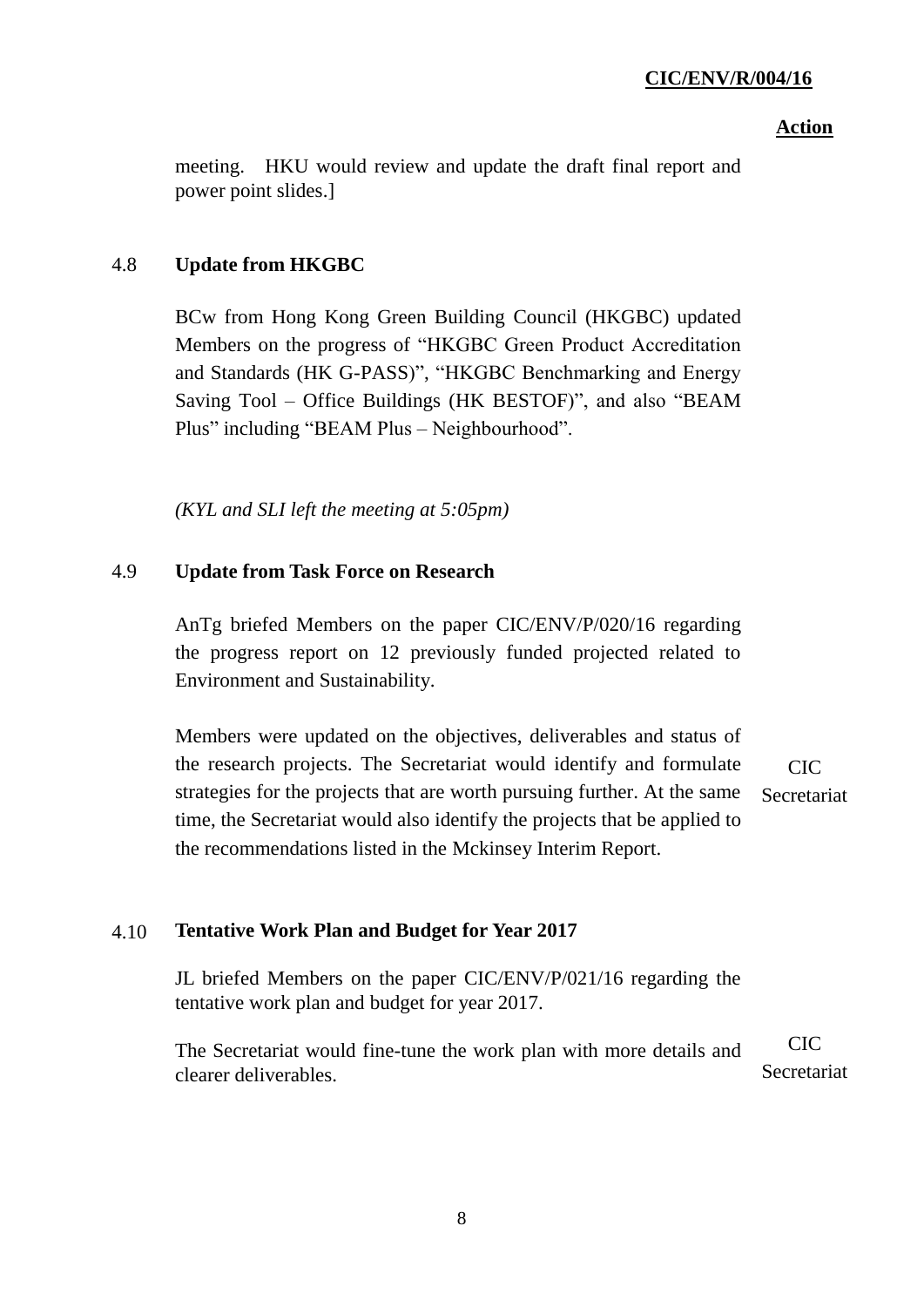**Action**

meeting. HKU would review and update the draft final report and power point slides.]

### 4.8 Update from HKGBC

BCw from Hong Kong Green Building Council (HKGBC) updated Members on the progress of "HKGBC Green Product Accreditation and Standards (HK G-PASS)", "HKGBC Benchmarking and Energy Saving Tool – Office Buildings (HK BESTOF)", and also "BEAM Plus" including "BEAM Plus – Neighbourhood".

*(KYL and SLI left the meeting at 5:05pm)*

### 4.9 Update from Task Force on Research

AnTg briefed Members on the paper CIC/ENV/P/020/16 regarding the progress report on 12 previously funded projected related to Environment and Sustainability.

Members were updated on the objectives, deliverables and status of the research projects. The Secretariat would identify and formulate strategies for the projects that are worth pursuing further. At the same time, the Secretariat would also identify the projects that be applied to the recommendations listed in the Mckinsey Interim Report. — **CIC Secretariat**

### 4.10 Tentative Work Plan and Budget for Year 2017

JL briefed Members on the paper CIC/ENV/P/021/16 regarding the tentative work plan and budget for year 2017.

The Secretariat would fine-tune the work plan with more details and clearer deliverables. — **CIC Secretariat**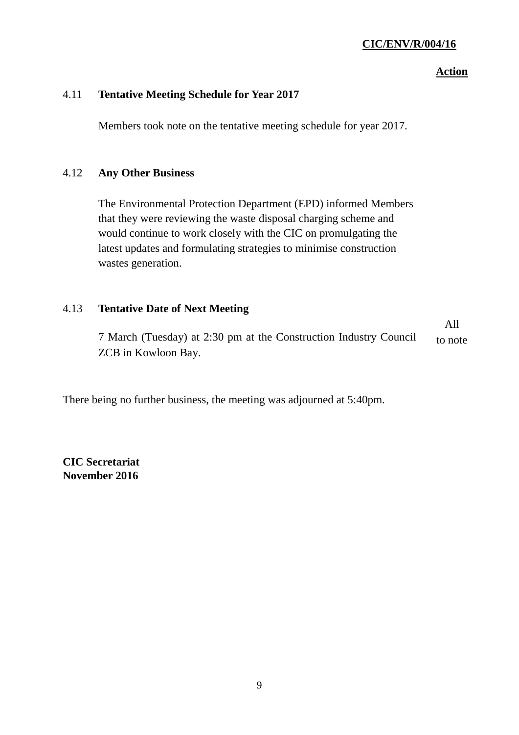**Action**

4.11 **Tentative Meeting Schedule for Year 2017**

Members took note on the tentative meeting schedule for year 2017.

4.12 **Any Other Business**

The Environmental Protection Department (EPD) informed Members that they were reviewing the waste disposal charging scheme and would continue to work closely with the CIC on promulgating the latest updates and formulating strategies to minimise construction wastes generation.

4.13 **Tentative Date of Next Meeting**

7 March (Tuesday) at 2:30 pm at the Construction Industry Council ZCB in Kowloon Bay. — All to note

There being no further business, the meeting was adjourned at 5:40pm.

**CIC Secretariat**
**November 2016**